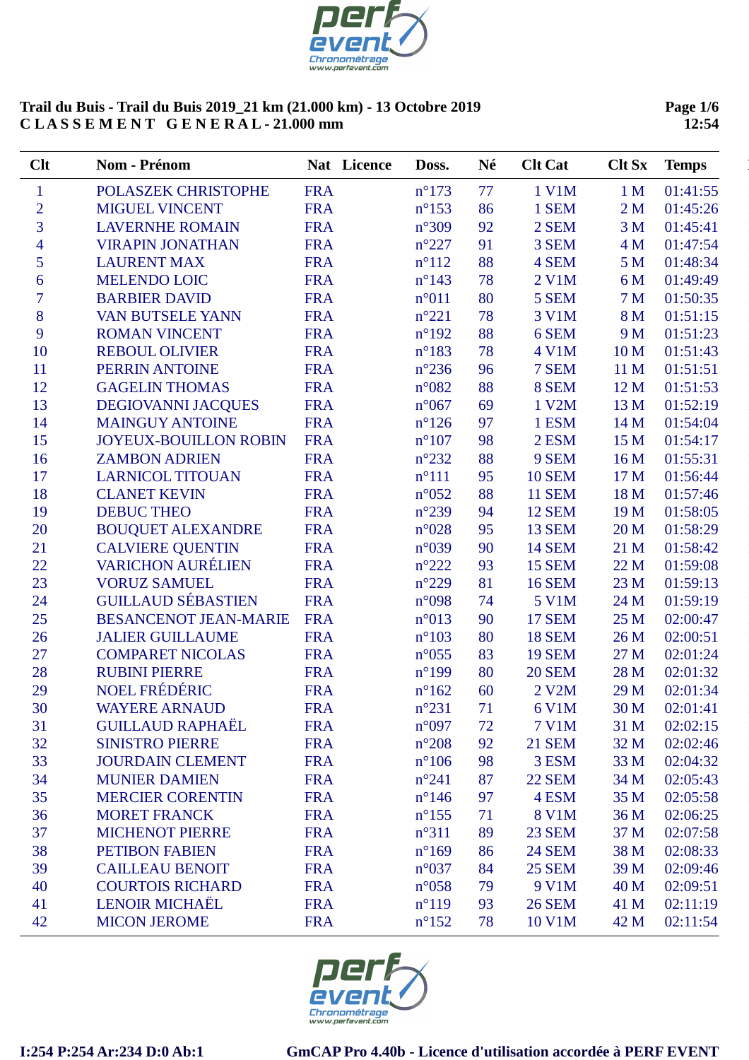**Trail du Buis - Trail du Buis 2019_21 km (21.000 km) - 13 Octobre 2019**
**C L A S S E M E N T   G E N E R A L - 21.000 mm**

**Page 1/6**
**12:54**

| Clt | Nom - Prénom | Nat | Licence | Doss. | Né | Clt Cat | Clt Sx | Temps |
|---|---|---|---|---|---|---|---|---|
| 1 | POLASZEK CHRISTOPHE | FRA | | n°173 | 77 | 1 V1M | 1 M | 01:41:55 |
| 2 | MIGUEL VINCENT | FRA | | n°153 | 86 | 1 SEM | 2 M | 01:45:26 |
| 3 | LAVERNHE ROMAIN | FRA | | n°309 | 92 | 2 SEM | 3 M | 01:45:41 |
| 4 | VIRAPIN JONATHAN | FRA | | n°227 | 91 | 3 SEM | 4 M | 01:47:54 |
| 5 | LAURENT MAX | FRA | | n°112 | 88 | 4 SEM | 5 M | 01:48:34 |
| 6 | MELENDO LOIC | FRA | | n°143 | 78 | 2 V1M | 6 M | 01:49:49 |
| 7 | BARBIER DAVID | FRA | | n°011 | 80 | 5 SEM | 7 M | 01:50:35 |
| 8 | VAN BUTSELE YANN | FRA | | n°221 | 78 | 3 V1M | 8 M | 01:51:15 |
| 9 | ROMAN VINCENT | FRA | | n°192 | 88 | 6 SEM | 9 M | 01:51:23 |
| 10 | REBOUL OLIVIER | FRA | | n°183 | 78 | 4 V1M | 10 M | 01:51:43 |
| 11 | PERRIN ANTOINE | FRA | | n°236 | 96 | 7 SEM | 11 M | 01:51:51 |
| 12 | GAGELIN THOMAS | FRA | | n°082 | 88 | 8 SEM | 12 M | 01:51:53 |
| 13 | DEGIOVANNI JACQUES | FRA | | n°067 | 69 | 1 V2M | 13 M | 01:52:19 |
| 14 | MAINGUY ANTOINE | FRA | | n°126 | 97 | 1 ESM | 14 M | 01:54:04 |
| 15 | JOYEUX-BOUILLON ROBIN | FRA | | n°107 | 98 | 2 ESM | 15 M | 01:54:17 |
| 16 | ZAMBON ADRIEN | FRA | | n°232 | 88 | 9 SEM | 16 M | 01:55:31 |
| 17 | LARNICOL TITOUAN | FRA | | n°111 | 95 | 10 SEM | 17 M | 01:56:44 |
| 18 | CLANET KEVIN | FRA | | n°052 | 88 | 11 SEM | 18 M | 01:57:46 |
| 19 | DEBUC THEO | FRA | | n°239 | 94 | 12 SEM | 19 M | 01:58:05 |
| 20 | BOUQUET ALEXANDRE | FRA | | n°028 | 95 | 13 SEM | 20 M | 01:58:29 |
| 21 | CALVIERE QUENTIN | FRA | | n°039 | 90 | 14 SEM | 21 M | 01:58:42 |
| 22 | VARICHON AURÉLIEN | FRA | | n°222 | 93 | 15 SEM | 22 M | 01:59:08 |
| 23 | VORUZ SAMUEL | FRA | | n°229 | 81 | 16 SEM | 23 M | 01:59:13 |
| 24 | GUILLAUD SÉBASTIEN | FRA | | n°098 | 74 | 5 V1M | 24 M | 01:59:19 |
| 25 | BESANCENOT JEAN-MARIE | FRA | | n°013 | 90 | 17 SEM | 25 M | 02:00:47 |
| 26 | JALIER GUILLAUME | FRA | | n°103 | 80 | 18 SEM | 26 M | 02:00:51 |
| 27 | COMPARET NICOLAS | FRA | | n°055 | 83 | 19 SEM | 27 M | 02:01:24 |
| 28 | RUBINI PIERRE | FRA | | n°199 | 80 | 20 SEM | 28 M | 02:01:32 |
| 29 | NOEL FRÉDÉRIC | FRA | | n°162 | 60 | 2 V2M | 29 M | 02:01:34 |
| 30 | WAYERE ARNAUD | FRA | | n°231 | 71 | 6 V1M | 30 M | 02:01:41 |
| 31 | GUILLAUD RAPHAËL | FRA | | n°097 | 72 | 7 V1M | 31 M | 02:02:15 |
| 32 | SINISTRO PIERRE | FRA | | n°208 | 92 | 21 SEM | 32 M | 02:02:46 |
| 33 | JOURDAIN CLEMENT | FRA | | n°106 | 98 | 3 ESM | 33 M | 02:04:32 |
| 34 | MUNIER DAMIEN | FRA | | n°241 | 87 | 22 SEM | 34 M | 02:05:43 |
| 35 | MERCIER CORENTIN | FRA | | n°146 | 97 | 4 ESM | 35 M | 02:05:58 |
| 36 | MORET FRANCK | FRA | | n°155 | 71 | 8 V1M | 36 M | 02:06:25 |
| 37 | MICHENOT PIERRE | FRA | | n°311 | 89 | 23 SEM | 37 M | 02:07:58 |
| 38 | PETIBON FABIEN | FRA | | n°169 | 86 | 24 SEM | 38 M | 02:08:33 |
| 39 | CAILLEAU BENOIT | FRA | | n°037 | 84 | 25 SEM | 39 M | 02:09:46 |
| 40 | COURTOIS RICHARD | FRA | | n°058 | 79 | 9 V1M | 40 M | 02:09:51 |
| 41 | LENOIR MICHAËL | FRA | | n°119 | 93 | 26 SEM | 41 M | 02:11:19 |
| 42 | MICON JEROME | FRA | | n°152 | 78 | 10 V1M | 42 M | 02:11:54 |

I:254 P:254 Ar:234 D:0 Ab:1

GmCAP Pro 4.40b - Licence d'utilisation accordée à PERF EVENT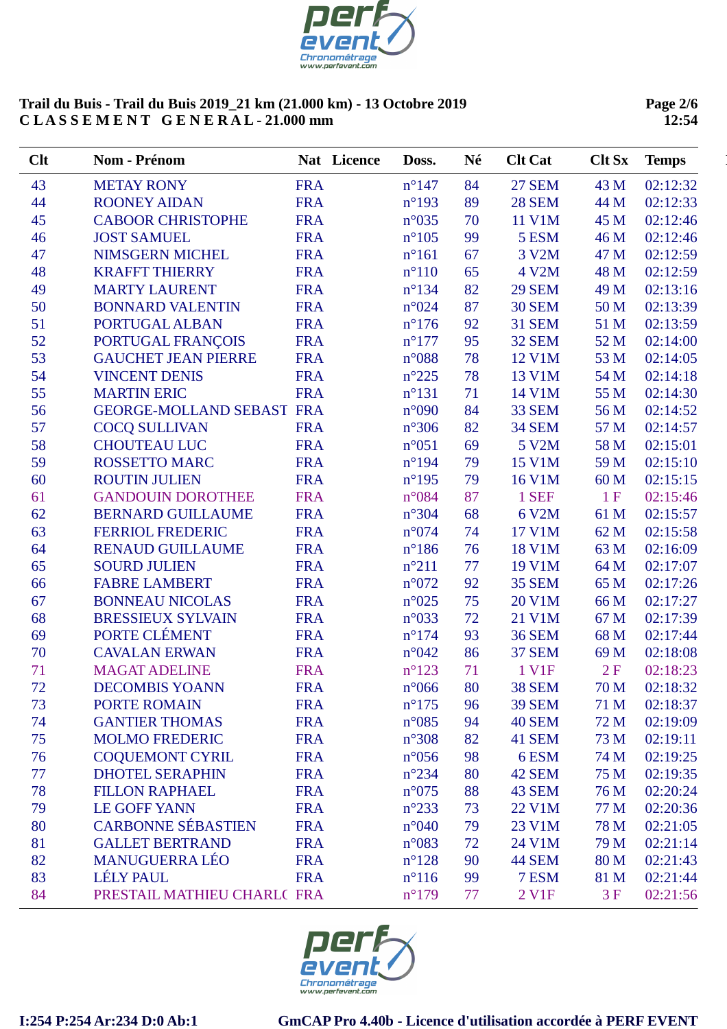**Trail du Buis - Trail du Buis 2019_21 km (21.000 km) - 13 Octobre 2019**
**C L A S S E M E N T   G E N E R A L - 21.000 mm**

| Clt | Nom - Prénom | Nat | Licence | Doss. | Né | Clt Cat | Clt Sx | Temps |
|---|---|---|---|---|---|---|---|---|
| 43 | METAY RONY | FRA | | n°147 | 84 | 27 SEM | 43 M | 02:12:32 |
| 44 | ROONEY AIDAN | FRA | | n°193 | 89 | 28 SEM | 44 M | 02:12:33 |
| 45 | CABOOR CHRISTOPHE | FRA | | n°035 | 70 | 11 V1M | 45 M | 02:12:46 |
| 46 | JOST SAMUEL | FRA | | n°105 | 99 | 5 ESM | 46 M | 02:12:46 |
| 47 | NIMSGERN MICHEL | FRA | | n°161 | 67 | 3 V2M | 47 M | 02:12:59 |
| 48 | KRAFFT THIERRY | FRA | | n°110 | 65 | 4 V2M | 48 M | 02:12:59 |
| 49 | MARTY LAURENT | FRA | | n°134 | 82 | 29 SEM | 49 M | 02:13:16 |
| 50 | BONNARD VALENTIN | FRA | | n°024 | 87 | 30 SEM | 50 M | 02:13:39 |
| 51 | PORTUGAL ALBAN | FRA | | n°176 | 92 | 31 SEM | 51 M | 02:13:59 |
| 52 | PORTUGAL FRANÇOIS | FRA | | n°177 | 95 | 32 SEM | 52 M | 02:14:00 |
| 53 | GAUCHET JEAN PIERRE | FRA | | n°088 | 78 | 12 V1M | 53 M | 02:14:05 |
| 54 | VINCENT DENIS | FRA | | n°225 | 78 | 13 V1M | 54 M | 02:14:18 |
| 55 | MARTIN ERIC | FRA | | n°131 | 71 | 14 V1M | 55 M | 02:14:30 |
| 56 | GEORGE-MOLLAND SEBAST | FRA | | n°090 | 84 | 33 SEM | 56 M | 02:14:52 |
| 57 | COCQ SULLIVAN | FRA | | n°306 | 82 | 34 SEM | 57 M | 02:14:57 |
| 58 | CHOUTEAU LUC | FRA | | n°051 | 69 | 5 V2M | 58 M | 02:15:01 |
| 59 | ROSSETTO MARC | FRA | | n°194 | 79 | 15 V1M | 59 M | 02:15:10 |
| 60 | ROUTIN JULIEN | FRA | | n°195 | 79 | 16 V1M | 60 M | 02:15:15 |
| 61 | GANDOUIN DOROTHEE | FRA | | n°084 | 87 | 1 SEF | 1 F | 02:15:46 |
| 62 | BERNARD GUILLAUME | FRA | | n°304 | 68 | 6 V2M | 61 M | 02:15:57 |
| 63 | FERRIOL FREDERIC | FRA | | n°074 | 74 | 17 V1M | 62 M | 02:15:58 |
| 64 | RENAUD GUILLAUME | FRA | | n°186 | 76 | 18 V1M | 63 M | 02:16:09 |
| 65 | SOURD JULIEN | FRA | | n°211 | 77 | 19 V1M | 64 M | 02:17:07 |
| 66 | FABRE LAMBERT | FRA | | n°072 | 92 | 35 SEM | 65 M | 02:17:26 |
| 67 | BONNEAU NICOLAS | FRA | | n°025 | 75 | 20 V1M | 66 M | 02:17:27 |
| 68 | BRESSIEUX SYLVAIN | FRA | | n°033 | 72 | 21 V1M | 67 M | 02:17:39 |
| 69 | PORTE CLÉMENT | FRA | | n°174 | 93 | 36 SEM | 68 M | 02:17:44 |
| 70 | CAVALAN ERWAN | FRA | | n°042 | 86 | 37 SEM | 69 M | 02:18:08 |
| 71 | MAGAT ADELINE | FRA | | n°123 | 71 | 1 V1F | 2 F | 02:18:23 |
| 72 | DECOMBIS YOANN | FRA | | n°066 | 80 | 38 SEM | 70 M | 02:18:32 |
| 73 | PORTE ROMAIN | FRA | | n°175 | 96 | 39 SEM | 71 M | 02:18:37 |
| 74 | GANTIER THOMAS | FRA | | n°085 | 94 | 40 SEM | 72 M | 02:19:09 |
| 75 | MOLMO FREDERIC | FRA | | n°308 | 82 | 41 SEM | 73 M | 02:19:11 |
| 76 | COQUEMONT CYRIL | FRA | | n°056 | 98 | 6 ESM | 74 M | 02:19:25 |
| 77 | DHOTEL SERAPHIN | FRA | | n°234 | 80 | 42 SEM | 75 M | 02:19:35 |
| 78 | FILLON RAPHAEL | FRA | | n°075 | 88 | 43 SEM | 76 M | 02:20:24 |
| 79 | LE GOFF YANN | FRA | | n°233 | 73 | 22 V1M | 77 M | 02:20:36 |
| 80 | CARBONNE SÉBASTIEN | FRA | | n°040 | 79 | 23 V1M | 78 M | 02:21:05 |
| 81 | GALLET BERTRAND | FRA | | n°083 | 72 | 24 V1M | 79 M | 02:21:14 |
| 82 | MANUGUERRA LÉO | FRA | | n°128 | 90 | 44 SEM | 80 M | 02:21:43 |
| 83 | LÉLY PAUL | FRA | | n°116 | 99 | 7 ESM | 81 M | 02:21:44 |
| 84 | PRESTAIL MATHIEU CHARL( | FRA | | n°179 | 77 | 2 V1F | 3 F | 02:21:56 |

I:254 P:254 Ar:234 D:0 Ab:1 GmCAP Pro 4.40b - Licence d'utilisation accordée à PERF EVENT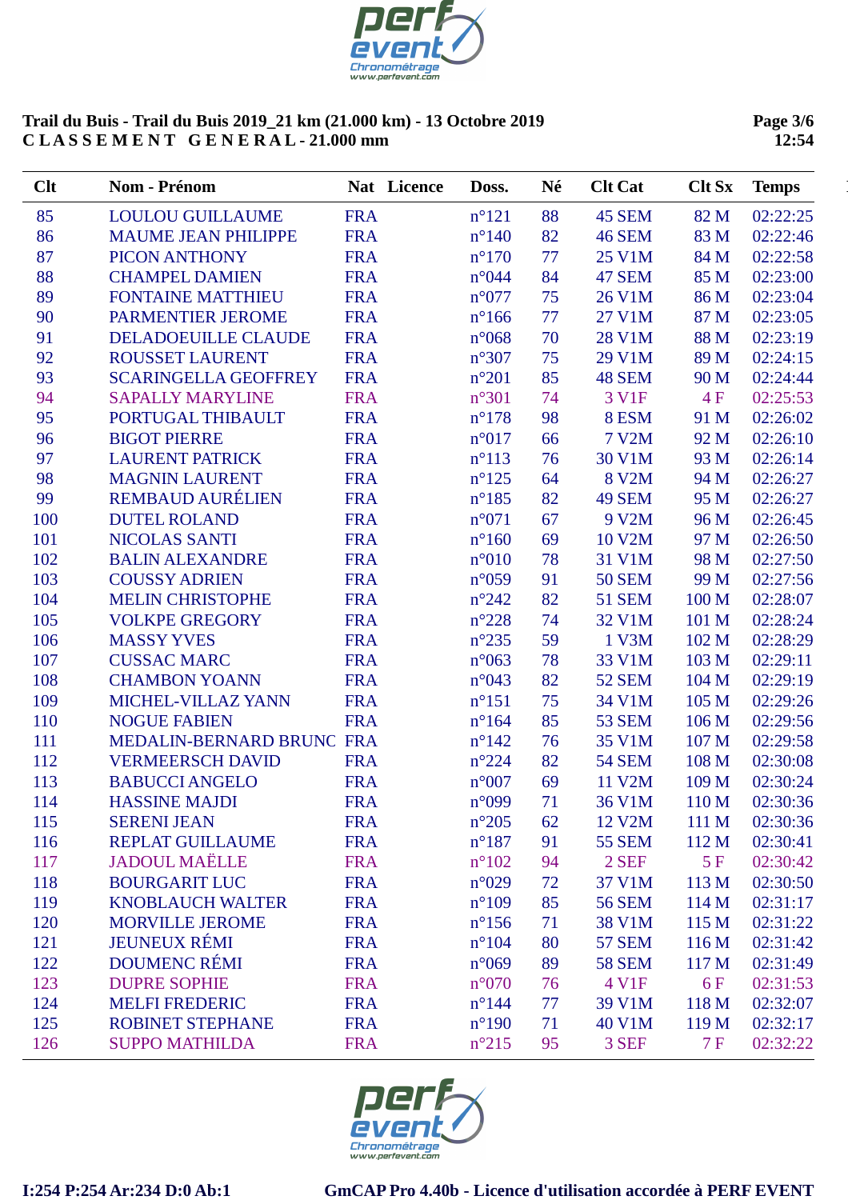**Trail du Buis - Trail du Buis 2019_21 km (21.000 km) - 13 Octobre 2019**
**CLASSEMENT GENERAL - 21.000 mm**

**Page 3/6**
**12:54**

| Clt | Nom - Prénom | Nat | Licence | Doss. | Né | Clt Cat | Clt Sx | Temps |
|---|---|---|---|---|---|---|---|---|
| 85 | LOULOU GUILLAUME | FRA | | n°121 | 88 | 45 SEM | 82 M | 02:22:25 |
| 86 | MAUME JEAN PHILIPPE | FRA | | n°140 | 82 | 46 SEM | 83 M | 02:22:46 |
| 87 | PICON ANTHONY | FRA | | n°170 | 77 | 25 V1M | 84 M | 02:22:58 |
| 88 | CHAMPEL DAMIEN | FRA | | n°044 | 84 | 47 SEM | 85 M | 02:23:00 |
| 89 | FONTAINE MATTHIEU | FRA | | n°077 | 75 | 26 V1M | 86 M | 02:23:04 |
| 90 | PARMENTIER JEROME | FRA | | n°166 | 77 | 27 V1M | 87 M | 02:23:05 |
| 91 | DELADOEUILLE CLAUDE | FRA | | n°068 | 70 | 28 V1M | 88 M | 02:23:19 |
| 92 | ROUSSET LAURENT | FRA | | n°307 | 75 | 29 V1M | 89 M | 02:24:15 |
| 93 | SCARINGELLA GEOFFREY | FRA | | n°201 | 85 | 48 SEM | 90 M | 02:24:44 |
| 94 | SAPALLY MARYLINE | FRA | | n°301 | 74 | 3 V1F | 4 F | 02:25:53 |
| 95 | PORTUGAL THIBAULT | FRA | | n°178 | 98 | 8 ESM | 91 M | 02:26:02 |
| 96 | BIGOT PIERRE | FRA | | n°017 | 66 | 7 V2M | 92 M | 02:26:10 |
| 97 | LAURENT PATRICK | FRA | | n°113 | 76 | 30 V1M | 93 M | 02:26:14 |
| 98 | MAGNIN LAURENT | FRA | | n°125 | 64 | 8 V2M | 94 M | 02:26:27 |
| 99 | REMBAUD AURÉLIEN | FRA | | n°185 | 82 | 49 SEM | 95 M | 02:26:27 |
| 100 | DUTEL ROLAND | FRA | | n°071 | 67 | 9 V2M | 96 M | 02:26:45 |
| 101 | NICOLAS SANTI | FRA | | n°160 | 69 | 10 V2M | 97 M | 02:26:50 |
| 102 | BALIN ALEXANDRE | FRA | | n°010 | 78 | 31 V1M | 98 M | 02:27:50 |
| 103 | COUSSY ADRIEN | FRA | | n°059 | 91 | 50 SEM | 99 M | 02:27:56 |
| 104 | MELIN CHRISTOPHE | FRA | | n°242 | 82 | 51 SEM | 100 M | 02:28:07 |
| 105 | VOLKPE GREGORY | FRA | | n°228 | 74 | 32 V1M | 101 M | 02:28:24 |
| 106 | MASSY YVES | FRA | | n°235 | 59 | 1 V3M | 102 M | 02:28:29 |
| 107 | CUSSAC MARC | FRA | | n°063 | 78 | 33 V1M | 103 M | 02:29:11 |
| 108 | CHAMBON YOANN | FRA | | n°043 | 82 | 52 SEM | 104 M | 02:29:19 |
| 109 | MICHEL-VILLAZ YANN | FRA | | n°151 | 75 | 34 V1M | 105 M | 02:29:26 |
| 110 | NOGUE FABIEN | FRA | | n°164 | 85 | 53 SEM | 106 M | 02:29:56 |
| 111 | MEDALIN-BERNARD BRUNC | FRA | | n°142 | 76 | 35 V1M | 107 M | 02:29:58 |
| 112 | VERMEERSCH DAVID | FRA | | n°224 | 82 | 54 SEM | 108 M | 02:30:08 |
| 113 | BABUCCI ANGELO | FRA | | n°007 | 69 | 11 V2M | 109 M | 02:30:24 |
| 114 | HASSINE MAJDI | FRA | | n°099 | 71 | 36 V1M | 110 M | 02:30:36 |
| 115 | SERENI JEAN | FRA | | n°205 | 62 | 12 V2M | 111 M | 02:30:36 |
| 116 | REPLAT GUILLAUME | FRA | | n°187 | 91 | 55 SEM | 112 M | 02:30:41 |
| 117 | JADOUL MAËLLE | FRA | | n°102 | 94 | 2 SEF | 5 F | 02:30:42 |
| 118 | BOURGARIT LUC | FRA | | n°029 | 72 | 37 V1M | 113 M | 02:30:50 |
| 119 | KNOBLAUCH WALTER | FRA | | n°109 | 85 | 56 SEM | 114 M | 02:31:17 |
| 120 | MORVILLE JEROME | FRA | | n°156 | 71 | 38 V1M | 115 M | 02:31:22 |
| 121 | JEUNEUX RÉMI | FRA | | n°104 | 80 | 57 SEM | 116 M | 02:31:42 |
| 122 | DOUMENC RÉMI | FRA | | n°069 | 89 | 58 SEM | 117 M | 02:31:49 |
| 123 | DUPRE SOPHIE | FRA | | n°070 | 76 | 4 V1F | 6 F | 02:31:53 |
| 124 | MELFI FREDERIC | FRA | | n°144 | 77 | 39 V1M | 118 M | 02:32:07 |
| 125 | ROBINET STEPHANE | FRA | | n°190 | 71 | 40 V1M | 119 M | 02:32:17 |
| 126 | SUPPO MATHILDA | FRA | | n°215 | 95 | 3 SEF | 7 F | 02:32:22 |

I:254 P:254 Ar:234 D:0 Ab:1 GmCAP Pro 4.40b - Licence d'utilisation accordée à PERF EVENT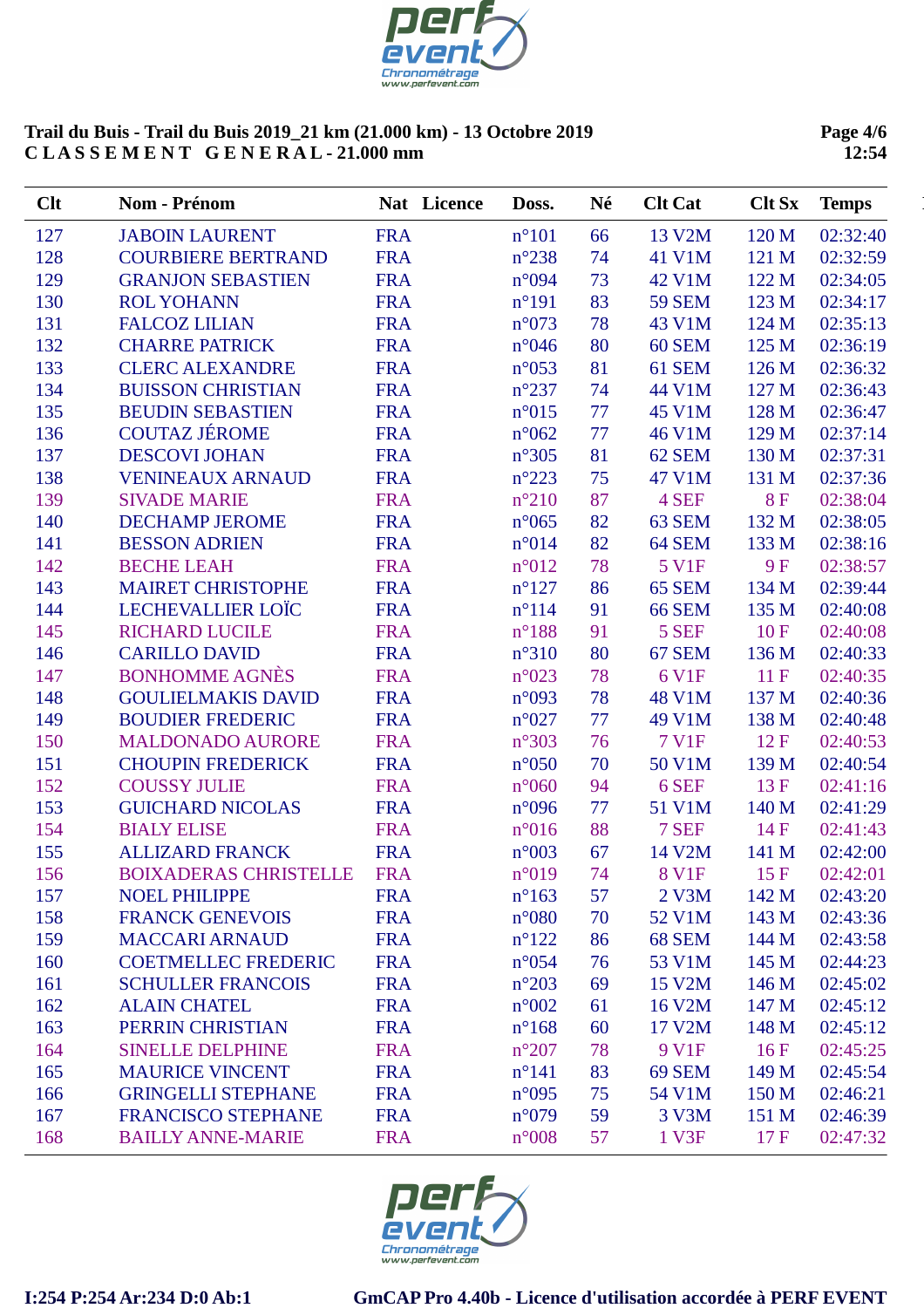**Trail du Buis - Trail du Buis 2019_21 km (21.000 km) - 13 Octobre 2019**
**C L A S S E M E N T   G E N E R A L - 21.000 mm**

| Clt | Nom - Prénom | Nat | Licence | Doss. | Né | Clt Cat | Clt Sx | Temps |
|---|---|---|---|---|---|---|---|---|
| 127 | JABOIN LAURENT | FRA | | n°101 | 66 | 13 V2M | 120 M | 02:32:40 |
| 128 | COURBIERE BERTRAND | FRA | | n°238 | 74 | 41 V1M | 121 M | 02:32:59 |
| 129 | GRANJON SEBASTIEN | FRA | | n°094 | 73 | 42 V1M | 122 M | 02:34:05 |
| 130 | ROL YOHANN | FRA | | n°191 | 83 | 59 SEM | 123 M | 02:34:17 |
| 131 | FALCOZ LILIAN | FRA | | n°073 | 78 | 43 V1M | 124 M | 02:35:13 |
| 132 | CHARRE PATRICK | FRA | | n°046 | 80 | 60 SEM | 125 M | 02:36:19 |
| 133 | CLERC ALEXANDRE | FRA | | n°053 | 81 | 61 SEM | 126 M | 02:36:32 |
| 134 | BUISSON CHRISTIAN | FRA | | n°237 | 74 | 44 V1M | 127 M | 02:36:43 |
| 135 | BEUDIN SEBASTIEN | FRA | | n°015 | 77 | 45 V1M | 128 M | 02:36:47 |
| 136 | COUTAZ JÉROME | FRA | | n°062 | 77 | 46 V1M | 129 M | 02:37:14 |
| 137 | DESCOVI JOHAN | FRA | | n°305 | 81 | 62 SEM | 130 M | 02:37:31 |
| 138 | VENINEAUX ARNAUD | FRA | | n°223 | 75 | 47 V1M | 131 M | 02:37:36 |
| 139 | SIVADE MARIE | FRA | | n°210 | 87 | 4 SEF | 8 F | 02:38:04 |
| 140 | DECHAMP JEROME | FRA | | n°065 | 82 | 63 SEM | 132 M | 02:38:05 |
| 141 | BESSON ADRIEN | FRA | | n°014 | 82 | 64 SEM | 133 M | 02:38:16 |
| 142 | BECHE LEAH | FRA | | n°012 | 78 | 5 V1F | 9 F | 02:38:57 |
| 143 | MAIRET CHRISTOPHE | FRA | | n°127 | 86 | 65 SEM | 134 M | 02:39:44 |
| 144 | LECHEVALLIER LOÏC | FRA | | n°114 | 91 | 66 SEM | 135 M | 02:40:08 |
| 145 | RICHARD LUCILE | FRA | | n°188 | 91 | 5 SEF | 10 F | 02:40:08 |
| 146 | CARILLO DAVID | FRA | | n°310 | 80 | 67 SEM | 136 M | 02:40:33 |
| 147 | BONHOMME AGNÈS | FRA | | n°023 | 78 | 6 V1F | 11 F | 02:40:35 |
| 148 | GOULIELMAKIS DAVID | FRA | | n°093 | 78 | 48 V1M | 137 M | 02:40:36 |
| 149 | BOUDIER FREDERIC | FRA | | n°027 | 77 | 49 V1M | 138 M | 02:40:48 |
| 150 | MALDONADO AURORE | FRA | | n°303 | 76 | 7 V1F | 12 F | 02:40:53 |
| 151 | CHOUPIN FREDERICK | FRA | | n°050 | 70 | 50 V1M | 139 M | 02:40:54 |
| 152 | COUSSY JULIE | FRA | | n°060 | 94 | 6 SEF | 13 F | 02:41:16 |
| 153 | GUICHARD NICOLAS | FRA | | n°096 | 77 | 51 V1M | 140 M | 02:41:29 |
| 154 | BIALY ELISE | FRA | | n°016 | 88 | 7 SEF | 14 F | 02:41:43 |
| 155 | ALLIZARD FRANCK | FRA | | n°003 | 67 | 14 V2M | 141 M | 02:42:00 |
| 156 | BOIXADERAS CHRISTELLE | FRA | | n°019 | 74 | 8 V1F | 15 F | 02:42:01 |
| 157 | NOEL PHILIPPE | FRA | | n°163 | 57 | 2 V3M | 142 M | 02:43:20 |
| 158 | FRANCK GENEVOIS | FRA | | n°080 | 70 | 52 V1M | 143 M | 02:43:36 |
| 159 | MACCARI ARNAUD | FRA | | n°122 | 86 | 68 SEM | 144 M | 02:43:58 |
| 160 | COETMELLEC FREDERIC | FRA | | n°054 | 76 | 53 V1M | 145 M | 02:44:23 |
| 161 | SCHULLER FRANCOIS | FRA | | n°203 | 69 | 15 V2M | 146 M | 02:45:02 |
| 162 | ALAIN CHATEL | FRA | | n°002 | 61 | 16 V2M | 147 M | 02:45:12 |
| 163 | PERRIN CHRISTIAN | FRA | | n°168 | 60 | 17 V2M | 148 M | 02:45:12 |
| 164 | SINELLE DELPHINE | FRA | | n°207 | 78 | 9 V1F | 16 F | 02:45:25 |
| 165 | MAURICE VINCENT | FRA | | n°141 | 83 | 69 SEM | 149 M | 02:45:54 |
| 166 | GRINGELLI STEPHANE | FRA | | n°095 | 75 | 54 V1M | 150 M | 02:46:21 |
| 167 | FRANCISCO STEPHANE | FRA | | n°079 | 59 | 3 V3M | 151 M | 02:46:39 |
| 168 | BAILLY ANNE-MARIE | FRA | | n°008 | 57 | 1 V3F | 17 F | 02:47:32 |

I:254 P:254 Ar:234 D:0 Ab:1 GmCAP Pro 4.40b - Licence d'utilisation accordée à PERF EVENT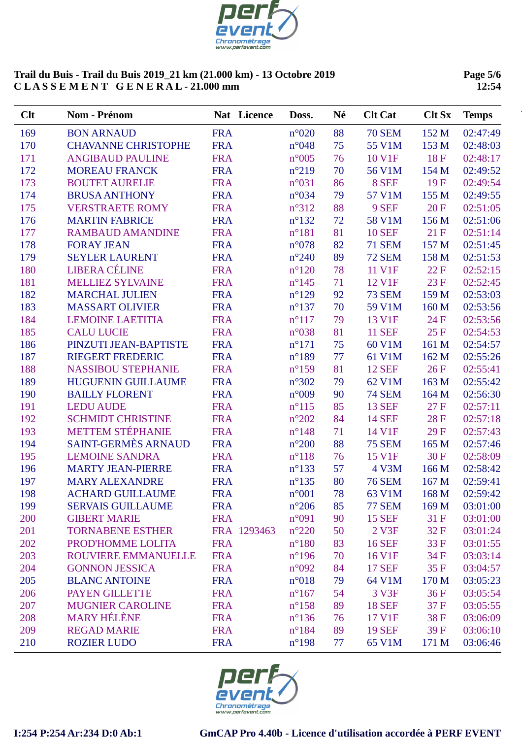**Trail du Buis - Trail du Buis 2019_21 km (21.000 km) - 13 Octobre 2019**
**C L A S S E M E N T   G E N E R A L - 21.000 mm**

| Clt | Nom - Prénom | Nat | Licence | Doss. | Né | Clt Cat | Clt Sx | Temps |
|---|---|---|---|---|---|---|---|---|
| 169 | BON ARNAUD | FRA | | n°020 | 88 | 70 SEM | 152 M | 02:47:49 |
| 170 | CHAVANNE CHRISTOPHE | FRA | | n°048 | 75 | 55 V1M | 153 M | 02:48:03 |
| 171 | ANGIBAUD PAULINE | FRA | | n°005 | 76 | 10 V1F | 18 F | 02:48:17 |
| 172 | MOREAU FRANCK | FRA | | n°219 | 70 | 56 V1M | 154 M | 02:49:52 |
| 173 | BOUTET AURELIE | FRA | | n°031 | 86 | 8 SEF | 19 F | 02:49:54 |
| 174 | BRUSA ANTHONY | FRA | | n°034 | 79 | 57 V1M | 155 M | 02:49:55 |
| 175 | VERSTRAETE ROMY | FRA | | n°312 | 88 | 9 SEF | 20 F | 02:51:05 |
| 176 | MARTIN FABRICE | FRA | | n°132 | 72 | 58 V1M | 156 M | 02:51:06 |
| 177 | RAMBAUD AMANDINE | FRA | | n°181 | 81 | 10 SEF | 21 F | 02:51:14 |
| 178 | FORAY JEAN | FRA | | n°078 | 82 | 71 SEM | 157 M | 02:51:45 |
| 179 | SEYLER LAURENT | FRA | | n°240 | 89 | 72 SEM | 158 M | 02:51:53 |
| 180 | LIBERA CÉLINE | FRA | | n°120 | 78 | 11 V1F | 22 F | 02:52:15 |
| 181 | MELLIEZ SYLVAINE | FRA | | n°145 | 71 | 12 V1F | 23 F | 02:52:45 |
| 182 | MARCHAL JULIEN | FRA | | n°129 | 92 | 73 SEM | 159 M | 02:53:03 |
| 183 | MASSART OLIVIER | FRA | | n°137 | 70 | 59 V1M | 160 M | 02:53:56 |
| 184 | LEMOINE LAETITIA | FRA | | n°117 | 79 | 13 V1F | 24 F | 02:53:56 |
| 185 | CALU LUCIE | FRA | | n°038 | 81 | 11 SEF | 25 F | 02:54:53 |
| 186 | PINZUTI JEAN-BAPTISTE | FRA | | n°171 | 75 | 60 V1M | 161 M | 02:54:57 |
| 187 | RIEGERT FREDERIC | FRA | | n°189 | 77 | 61 V1M | 162 M | 02:55:26 |
| 188 | NASSIBOU STEPHANIE | FRA | | n°159 | 81 | 12 SEF | 26 F | 02:55:41 |
| 189 | HUGUENIN GUILLAUME | FRA | | n°302 | 79 | 62 V1M | 163 M | 02:55:42 |
| 190 | BAILLY FLORENT | FRA | | n°009 | 90 | 74 SEM | 164 M | 02:56:30 |
| 191 | LEDU AUDE | FRA | | n°115 | 85 | 13 SEF | 27 F | 02:57:11 |
| 192 | SCHMIDT CHRISTINE | FRA | | n°202 | 84 | 14 SEF | 28 F | 02:57:18 |
| 193 | METTEM STÉPHANIE | FRA | | n°148 | 71 | 14 V1F | 29 F | 02:57:43 |
| 194 | SAINT-GERMÈS ARNAUD | FRA | | n°200 | 88 | 75 SEM | 165 M | 02:57:46 |
| 195 | LEMOINE SANDRA | FRA | | n°118 | 76 | 15 V1F | 30 F | 02:58:09 |
| 196 | MARTY JEAN-PIERRE | FRA | | n°133 | 57 | 4 V3M | 166 M | 02:58:42 |
| 197 | MARY ALEXANDRE | FRA | | n°135 | 80 | 76 SEM | 167 M | 02:59:41 |
| 198 | ACHARD GUILLAUME | FRA | | n°001 | 78 | 63 V1M | 168 M | 02:59:42 |
| 199 | SERVAIS GUILLAUME | FRA | | n°206 | 85 | 77 SEM | 169 M | 03:01:00 |
| 200 | GIBERT MARIE | FRA | | n°091 | 90 | 15 SEF | 31 F | 03:01:00 |
| 201 | TORNABENE ESTHER | FRA | 1293463 | n°220 | 50 | 2 V3F | 32 F | 03:01:24 |
| 202 | PROD'HOMME LOLITA | FRA | | n°180 | 83 | 16 SEF | 33 F | 03:01:55 |
| 203 | ROUVIERE EMMANUELLE | FRA | | n°196 | 70 | 16 V1F | 34 F | 03:03:14 |
| 204 | GONNON JESSICA | FRA | | n°092 | 84 | 17 SEF | 35 F | 03:04:57 |
| 205 | BLANC ANTOINE | FRA | | n°018 | 79 | 64 V1M | 170 M | 03:05:23 |
| 206 | PAYEN GILLETTE | FRA | | n°167 | 54 | 3 V3F | 36 F | 03:05:54 |
| 207 | MUGNIER CAROLINE | FRA | | n°158 | 89 | 18 SEF | 37 F | 03:05:55 |
| 208 | MARY HÉLÈNE | FRA | | n°136 | 76 | 17 V1F | 38 F | 03:06:09 |
| 209 | REGAD MARIE | FRA | | n°184 | 89 | 19 SEF | 39 F | 03:06:10 |
| 210 | ROZIER LUDO | FRA | | n°198 | 77 | 65 V1M | 171 M | 03:06:46 |

I:254 P:254 Ar:234 D:0 Ab:1    GmCAP Pro 4.40b - Licence d'utilisation accordée à PERF EVENT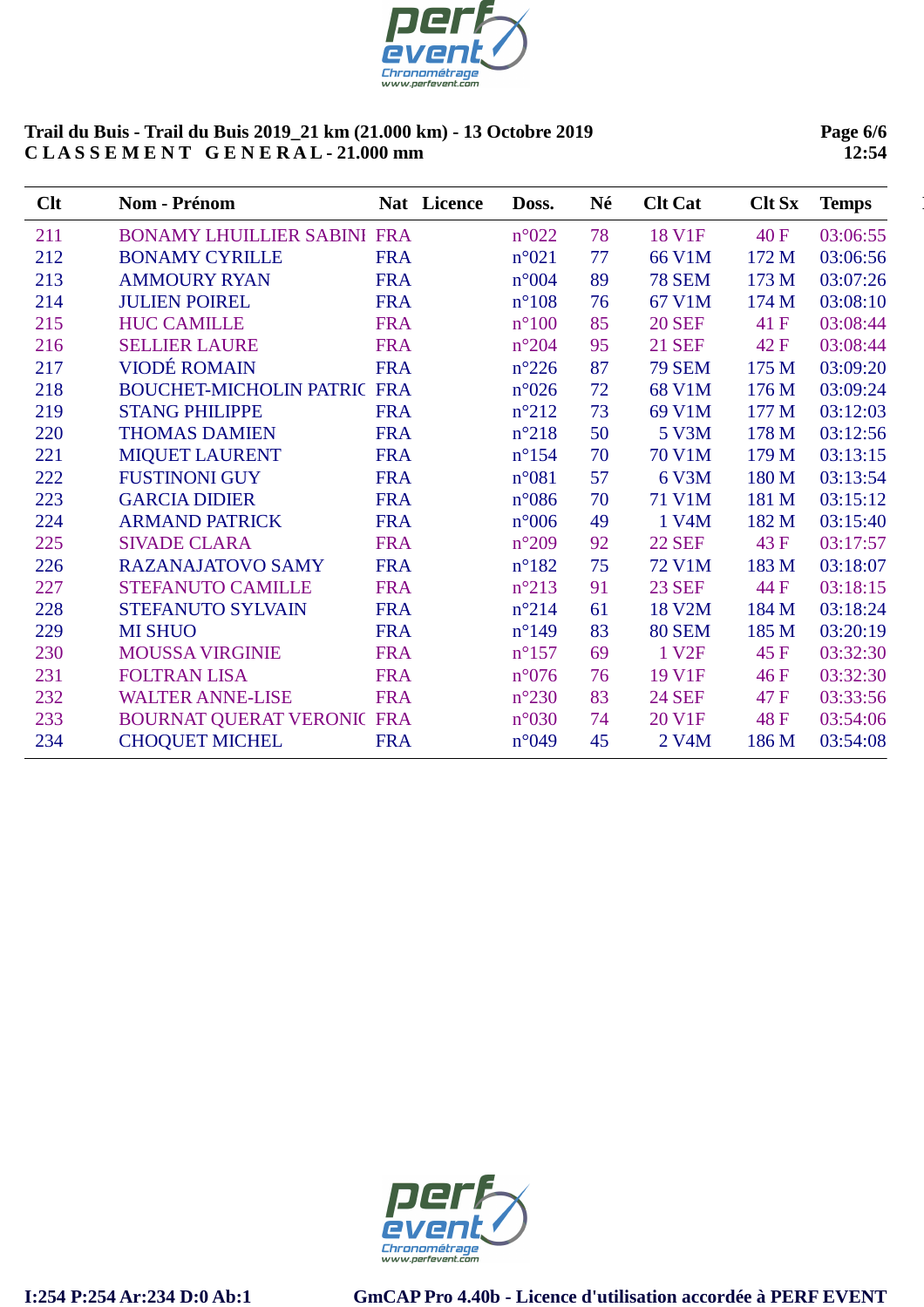**Trail du Buis - Trail du Buis 2019_21 km (21.000 km) - 13 Octobre 2019**
**C L A S S E M E N T   G E N E R A L - 21.000 mm**

| Clt | Nom - Prénom | Nat | Licence | Doss. | Né | Clt Cat | Clt Sx | Temps |
|---|---|---|---|---|---|---|---|---|
| 211 | BONAMY LHUILLIER SABINI | FRA | | n°022 | 78 | 18 V1F | 40 F | 03:06:55 |
| 212 | BONAMY CYRILLE | FRA | | n°021 | 77 | 66 V1M | 172 M | 03:06:56 |
| 213 | AMMOURY RYAN | FRA | | n°004 | 89 | 78 SEM | 173 M | 03:07:26 |
| 214 | JULIEN POIREL | FRA | | n°108 | 76 | 67 V1M | 174 M | 03:08:10 |
| 215 | HUC CAMILLE | FRA | | n°100 | 85 | 20 SEF | 41 F | 03:08:44 |
| 216 | SELLIER LAURE | FRA | | n°204 | 95 | 21 SEF | 42 F | 03:08:44 |
| 217 | VIODÉ ROMAIN | FRA | | n°226 | 87 | 79 SEM | 175 M | 03:09:20 |
| 218 | BOUCHET-MICHOLIN PATRIC | FRA | | n°026 | 72 | 68 V1M | 176 M | 03:09:24 |
| 219 | STANG PHILIPPE | FRA | | n°212 | 73 | 69 V1M | 177 M | 03:12:03 |
| 220 | THOMAS DAMIEN | FRA | | n°218 | 50 | 5 V3M | 178 M | 03:12:56 |
| 221 | MIQUET LAURENT | FRA | | n°154 | 70 | 70 V1M | 179 M | 03:13:15 |
| 222 | FUSTINONI GUY | FRA | | n°081 | 57 | 6 V3M | 180 M | 03:13:54 |
| 223 | GARCIA DIDIER | FRA | | n°086 | 70 | 71 V1M | 181 M | 03:15:12 |
| 224 | ARMAND PATRICK | FRA | | n°006 | 49 | 1 V4M | 182 M | 03:15:40 |
| 225 | SIVADE CLARA | FRA | | n°209 | 92 | 22 SEF | 43 F | 03:17:57 |
| 226 | RAZANAJATOVO SAMY | FRA | | n°182 | 75 | 72 V1M | 183 M | 03:18:07 |
| 227 | STEFANUTO CAMILLE | FRA | | n°213 | 91 | 23 SEF | 44 F | 03:18:15 |
| 228 | STEFANUTO SYLVAIN | FRA | | n°214 | 61 | 18 V2M | 184 M | 03:18:24 |
| 229 | MI SHUO | FRA | | n°149 | 83 | 80 SEM | 185 M | 03:20:19 |
| 230 | MOUSSA VIRGINIE | FRA | | n°157 | 69 | 1 V2F | 45 F | 03:32:30 |
| 231 | FOLTRAN LISA | FRA | | n°076 | 76 | 19 V1F | 46 F | 03:32:30 |
| 232 | WALTER ANNE-LISE | FRA | | n°230 | 83 | 24 SEF | 47 F | 03:33:56 |
| 233 | BOURNAT QUERAT VERONIC | FRA | | n°030 | 74 | 20 V1F | 48 F | 03:54:06 |
| 234 | CHOQUET MICHEL | FRA | | n°049 | 45 | 2 V4M | 186 M | 03:54:08 |

I:254 P:254 Ar:234 D:0 Ab:1 — GmCAP Pro 4.40b - Licence d'utilisation accordée à PERF EVENT